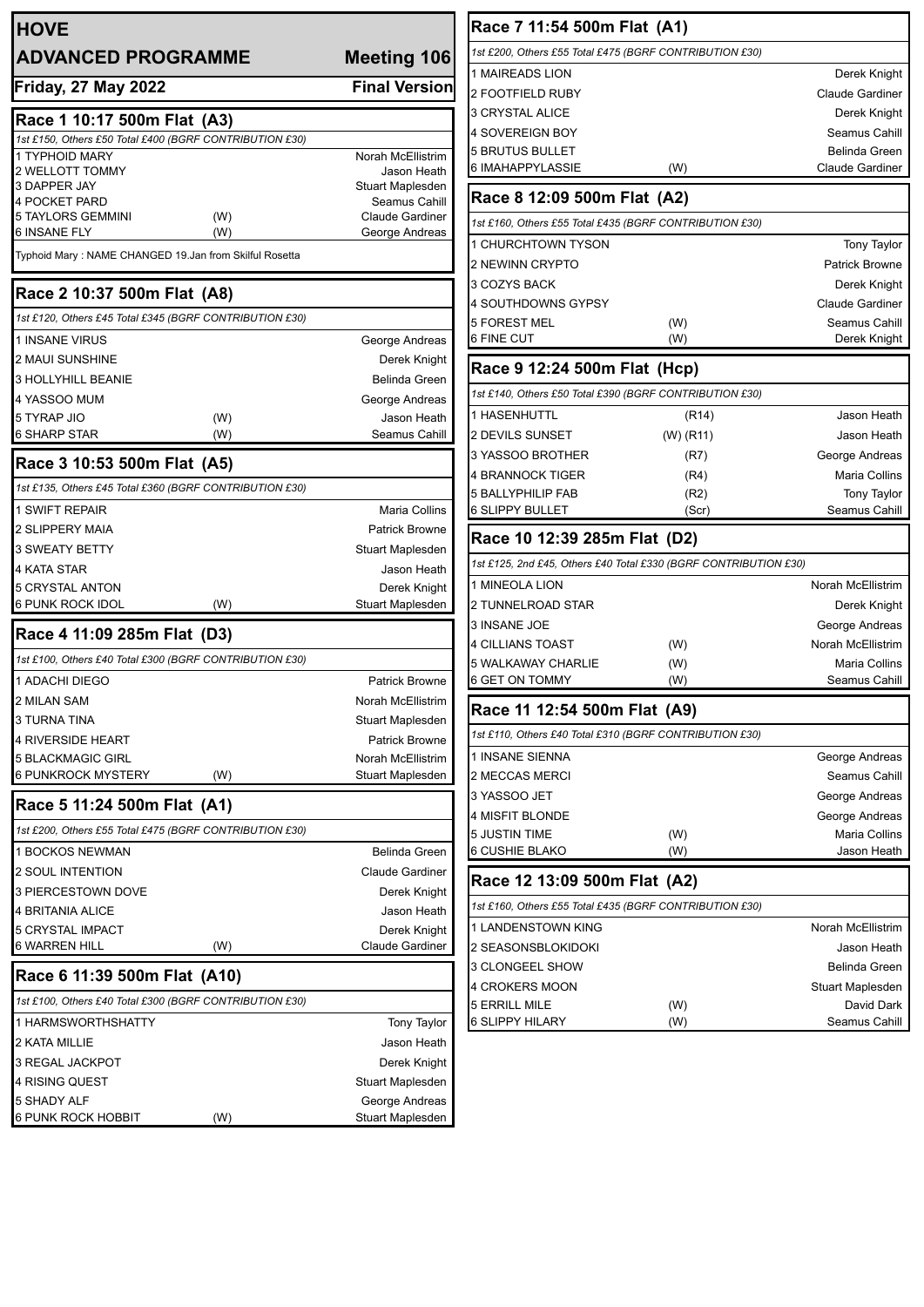# HOVE

## ADVANCED PROGRAMME — Meeting 106

**Friday, 27 May 2022** — **Final Version**

### Race 1 10:17 500m Flat (A3)

*1st £150, Others £50 Total £400 (BGRF CONTRIBUTION £30)*

| | | |
|---|---|---|
| 1 TYPHOID MARY | | Norah McEllistrim |
| 2 WELLOTT TOMMY | | Jason Heath |
| 3 DAPPER JAY | | Stuart Maplesden |
| 4 POCKET PARD | | Seamus Cahill |
| 5 TAYLORS GEMMINI | (W) | Claude Gardiner |
| 6 INSANE FLY | (W) | George Andreas |

Typhoid Mary : NAME CHANGED 19.Jan from Skilful Rosetta

### Race 2 10:37 500m Flat (A8)

*1st £120, Others £45 Total £345 (BGRF CONTRIBUTION £30)*

| | | |
|---|---|---|
| 1 INSANE VIRUS | | George Andreas |
| 2 MAUI SUNSHINE | | Derek Knight |
| 3 HOLLYHILL BEANIE | | Belinda Green |
| 4 YASSOO MUM | | George Andreas |
| 5 TYRAP JIO | (W) | Jason Heath |
| 6 SHARP STAR | (W) | Seamus Cahill |

### Race 3 10:53 500m Flat (A5)

*1st £135, Others £45 Total £360 (BGRF CONTRIBUTION £30)*

| | | |
|---|---|---|
| 1 SWIFT REPAIR | | Maria Collins |
| 2 SLIPPERY MAIA | | Patrick Browne |
| 3 SWEATY BETTY | | Stuart Maplesden |
| 4 KATA STAR | | Jason Heath |
| 5 CRYSTAL ANTON | | Derek Knight |
| 6 PUNK ROCK IDOL | (W) | Stuart Maplesden |

### Race 4 11:09 285m Flat (D3)

*1st £100, Others £40 Total £300 (BGRF CONTRIBUTION £30)*

| | | |
|---|---|---|
| 1 ADACHI DIEGO | | Patrick Browne |
| 2 MILAN SAM | | Norah McEllistrim |
| 3 TURNA TINA | | Stuart Maplesden |
| 4 RIVERSIDE HEART | | Patrick Browne |
| 5 BLACKMAGIC GIRL | | Norah McEllistrim |
| 6 PUNKROCK MYSTERY | (W) | Stuart Maplesden |

### Race 5 11:24 500m Flat (A1)

*1st £200, Others £55 Total £475 (BGRF CONTRIBUTION £30)*

| | | |
|---|---|---|
| 1 BOCKOS NEWMAN | | Belinda Green |
| 2 SOUL INTENTION | | Claude Gardiner |
| 3 PIERCESTOWN DOVE | | Derek Knight |
| 4 BRITANIA ALICE | | Jason Heath |
| 5 CRYSTAL IMPACT | | Derek Knight |
| 6 WARREN HILL | (W) | Claude Gardiner |

### Race 6 11:39 500m Flat (A10)

*1st £100, Others £40 Total £300 (BGRF CONTRIBUTION £30)*

| | | |
|---|---|---|
| 1 HARMSWORTHSHATTY | | Tony Taylor |
| 2 KATA MILLIE | | Jason Heath |
| 3 REGAL JACKPOT | | Derek Knight |
| 4 RISING QUEST | | Stuart Maplesden |
| 5 SHADY ALF | | George Andreas |
| 6 PUNK ROCK HOBBIT | (W) | Stuart Maplesden |

### Race 7 11:54 500m Flat (A1)

*1st £200, Others £55 Total £475 (BGRF CONTRIBUTION £30)*

| | | |
|---|---|---|
| 1 MAIREADS LION | | Derek Knight |
| 2 FOOTFIELD RUBY | | Claude Gardiner |
| 3 CRYSTAL ALICE | | Derek Knight |
| 4 SOVEREIGN BOY | | Seamus Cahill |
| 5 BRUTUS BULLET | | Belinda Green |
| 6 IMAHAPPYLASSIE | (W) | Claude Gardiner |

### Race 8 12:09 500m Flat (A2)

*1st £160, Others £55 Total £435 (BGRF CONTRIBUTION £30)*

| | | |
|---|---|---|
| 1 CHURCHTOWN TYSON | | Tony Taylor |
| 2 NEWINN CRYPTO | | Patrick Browne |
| 3 COZYS BACK | | Derek Knight |
| 4 SOUTHDOWNS GYPSY | | Claude Gardiner |
| 5 FOREST MEL | (W) | Seamus Cahill |
| 6 FINE CUT | (W) | Derek Knight |

### Race 9 12:24 500m Flat (Hcp)

*1st £140, Others £50 Total £390 (BGRF CONTRIBUTION £30)*

| | | |
|---|---|---|
| 1 HASENHUTTL | (R14) | Jason Heath |
| 2 DEVILS SUNSET | (W) (R11) | Jason Heath |
| 3 YASSOO BROTHER | (R7) | George Andreas |
| 4 BRANNOCK TIGER | (R4) | Maria Collins |
| 5 BALLYPHILIP FAB | (R2) | Tony Taylor |
| 6 SLIPPY BULLET | (Scr) | Seamus Cahill |

### Race 10 12:39 285m Flat (D2)

*1st £125, 2nd £45, Others £40 Total £330 (BGRF CONTRIBUTION £30)*

| | | |
|---|---|---|
| 1 MINEOLA LION | | Norah McEllistrim |
| 2 TUNNELROAD STAR | | Derek Knight |
| 3 INSANE JOE | | George Andreas |
| 4 CILLIANS TOAST | (W) | Norah McEllistrim |
| 5 WALKAWAY CHARLIE | (W) | Maria Collins |
| 6 GET ON TOMMY | (W) | Seamus Cahill |

### Race 11 12:54 500m Flat (A9)

*1st £110, Others £40 Total £310 (BGRF CONTRIBUTION £30)*

| | | |
|---|---|---|
| 1 INSANE SIENNA | | George Andreas |
| 2 MECCAS MERCI | | Seamus Cahill |
| 3 YASSOO JET | | George Andreas |
| 4 MISFIT BLONDE | | George Andreas |
| 5 JUSTIN TIME | (W) | Maria Collins |
| 6 CUSHIE BLAKO | (W) | Jason Heath |

### Race 12 13:09 500m Flat (A2)

*1st £160, Others £55 Total £435 (BGRF CONTRIBUTION £30)*

| | | |
|---|---|---|
| 1 LANDENSTOWN KING | | Norah McEllistrim |
| 2 SEASONSBLOKIDOKI | | Jason Heath |
| 3 CLONGEEL SHOW | | Belinda Green |
| 4 CROKERS MOON | | Stuart Maplesden |
| 5 ERRILL MILE | (W) | David Dark |
| 6 SLIPPY HILARY | (W) | Seamus Cahill |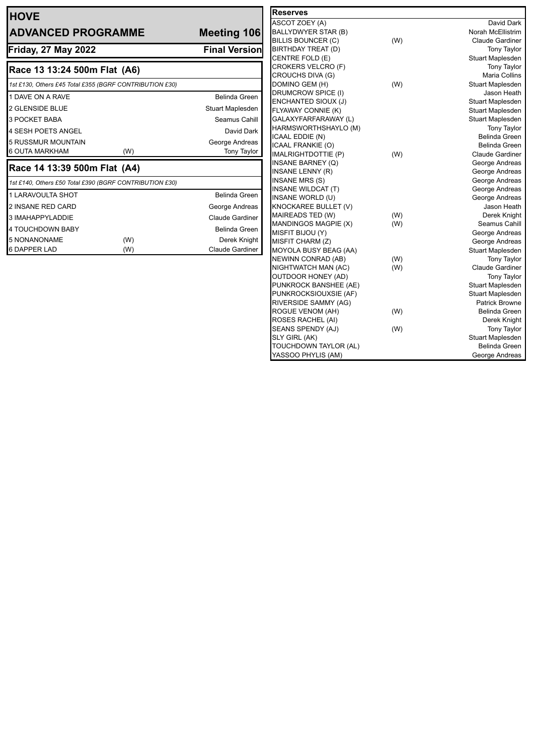# HOVE

## ADVANCED PROGRAMME — Meeting 106

**Friday, 27 May 2022** — **Final Version**

## Race 13 13:24 500m Flat (A6)

*1st £130, Others £45 Total £355 (BGRF CONTRIBUTION £30)*

| | | |
|---|---|---|
| 1 DAVE ON A RAVE | | Belinda Green |
| 2 GLENSIDE BLUE | | Stuart Maplesden |
| 3 POCKET BABA | | Seamus Cahill |
| 4 SESH POETS ANGEL | | David Dark |
| 5 RUSSMUR MOUNTAIN | | George Andreas |
| 6 OUTA MARKHAM | (W) | Tony Taylor |

## Race 14 13:39 500m Flat (A4)

*1st £140, Others £50 Total £390 (BGRF CONTRIBUTION £30)*

| | | |
|---|---|---|
| 1 LARAVOULTA SHOT | | Belinda Green |
| 2 INSANE RED CARD | | George Andreas |
| 3 IMAHAPPYLADDIE | | Claude Gardiner |
| 4 TOUCHDOWN BABY | | Belinda Green |
| 5 NONANONAME | (W) | Derek Knight |
| 6 DAPPER LAD | (W) | Claude Gardiner |

## Reserves

| | | |
|---|---|---|
| ASCOT ZOEY (A) | | David Dark |
| BALLYDWYER STAR (B) | | Norah McEllistrim |
| BILLIS BOUNCER (C) | (W) | Claude Gardiner |
| BIRTHDAY TREAT (D) | | Tony Taylor |
| CENTRE FOLD (E) | | Stuart Maplesden |
| CROKERS VELCRO (F) | | Tony Taylor |
| CROUCHS DIVA (G) | | Maria Collins |
| DOMINO GEM (H) | (W) | Stuart Maplesden |
| DRUMCROW SPICE (I) | | Jason Heath |
| ENCHANTED SIOUX (J) | | Stuart Maplesden |
| FLYAWAY CONNIE (K) | | Stuart Maplesden |
| GALAXYFARFARAWAY (L) | | Stuart Maplesden |
| HARMSWORTHSHAYLO (M) | | Tony Taylor |
| ICAAL EDDIE (N) | | Belinda Green |
| ICAAL FRANKIE (O) | | Belinda Green |
| IMALRIGHTDOTTIE (P) | (W) | Claude Gardiner |
| INSANE BARNEY (Q) | | George Andreas |
| INSANE LENNY (R) | | George Andreas |
| INSANE MRS (S) | | George Andreas |
| INSANE WILDCAT (T) | | George Andreas |
| INSANE WORLD (U) | | George Andreas |
| KNOCKAREE BULLET (V) | | Jason Heath |
| MAIREADS TED (W) | (W) | Derek Knight |
| MANDINGOS MAGPIE (X) | (W) | Seamus Cahill |
| MISFIT BIJOU (Y) | | George Andreas |
| MISFIT CHARM (Z) | | George Andreas |
| MOYOLA BUSY BEAG (AA) | | Stuart Maplesden |
| NEWINN CONRAD (AB) | (W) | Tony Taylor |
| NIGHTWATCH MAN (AC) | (W) | Claude Gardiner |
| OUTDOOR HONEY (AD) | | Tony Taylor |
| PUNKROCK BANSHEE (AE) | | Stuart Maplesden |
| PUNKROCKSIOUXSIE (AF) | | Stuart Maplesden |
| RIVERSIDE SAMMY (AG) | | Patrick Browne |
| ROGUE VENOM (AH) | (W) | Belinda Green |
| ROSES RACHEL (AI) | | Derek Knight |
| SEANS SPENDY (AJ) | (W) | Tony Taylor |
| SLY GIRL (AK) | | Stuart Maplesden |
| TOUCHDOWN TAYLOR (AL) | | Belinda Green |
| YASSOO PHYLIS (AM) | | George Andreas |